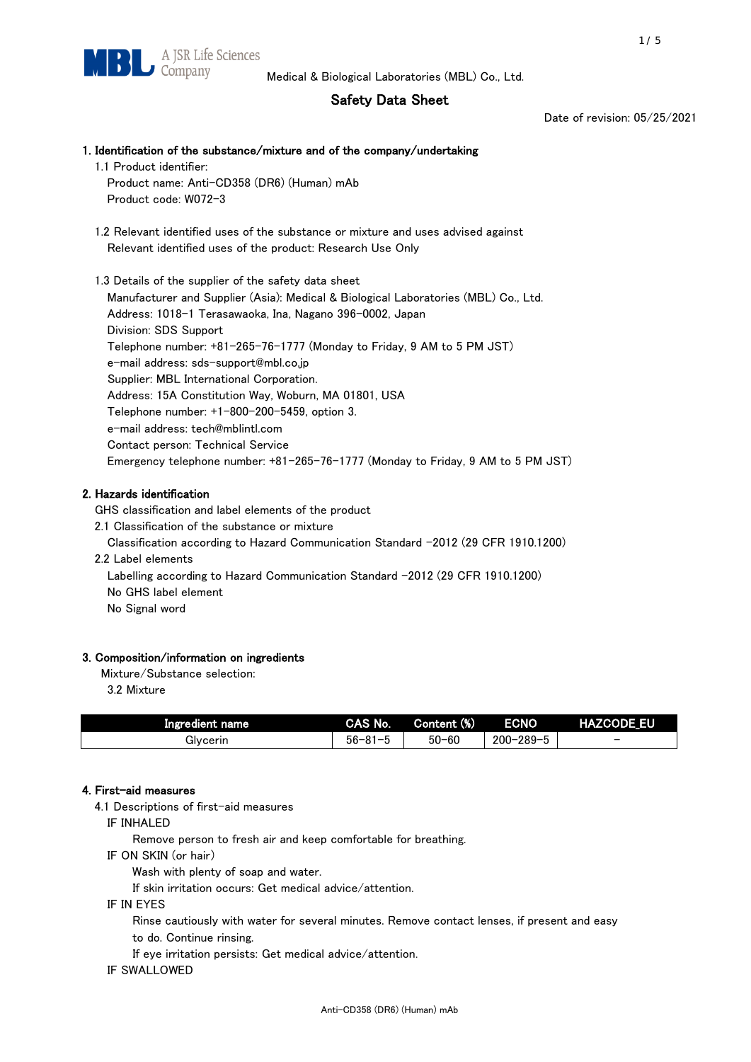Medical & Biological Laboratories (MBL) Co., Ltd.

# Safety Data Sheet

Date of revision: 05/25/2021

## 1. Identification of the substance/mixture and of the company/undertaking

1.1 Product identifier:

Product name: Anti-CD358 (DR6) (Human) mAb

Product code: W072-3

1.2 Relevant identified uses of the substance or mixture and uses advised against

Relevant identified uses of the product: Research Use Only

1.3 Details of the supplier of the safety data sheet

Manufacturer and Supplier (Asia): Medical & Biological Laboratories (MBL) Co., Ltd.

Address: 1018-1 Terasawaoka, Ina, Nagano 396-0002, Japan

Division: SDS Support

Telephone number: +81-265-76-1777 (Monday to Friday, 9 AM to 5 PM JST)

e-mail address: sds-support@mbl.co.jp

Supplier: MBL International Corporation.

Address: 15A Constitution Way, Woburn, MA 01801, USA

Telephone number: +1-800-200-5459, option 3.

e-mail address: tech@mblintl.com

Contact person: Technical Service

Emergency telephone number: +81-265-76-1777 (Monday to Friday, 9 AM to 5 PM JST)

## 2. Hazards identification

GHS classification and label elements of the product

2.1 Classification of the substance or mixture

Classification according to Hazard Communication Standard -2012 (29 CFR 1910.1200)

2.2 Label elements

Labelling according to Hazard Communication Standard -2012 (29 CFR 1910.1200)

No GHS label element

No Signal word

## 3. Composition/information on ingredients

Mixture/Substance selection:

3.2 Mixture

| Ingredient name | CAS No. | Content (%) | ECNO | HAZCODE_EU |
|---|---|---|---|---|
| Glycerin | 56-81-5 | 50-60 | 200-289-5 | - |

## 4. First-aid measures

4.1 Descriptions of first-aid measures

IF INHALED

Remove person to fresh air and keep comfortable for breathing.

IF ON SKIN (or hair)

Wash with plenty of soap and water.

If skin irritation occurs: Get medical advice/attention.

IF IN EYES

Rinse cautiously with water for several minutes. Remove contact lenses, if present and easy to do. Continue rinsing.

If eye irritation persists: Get medical advice/attention.

IF SWALLOWED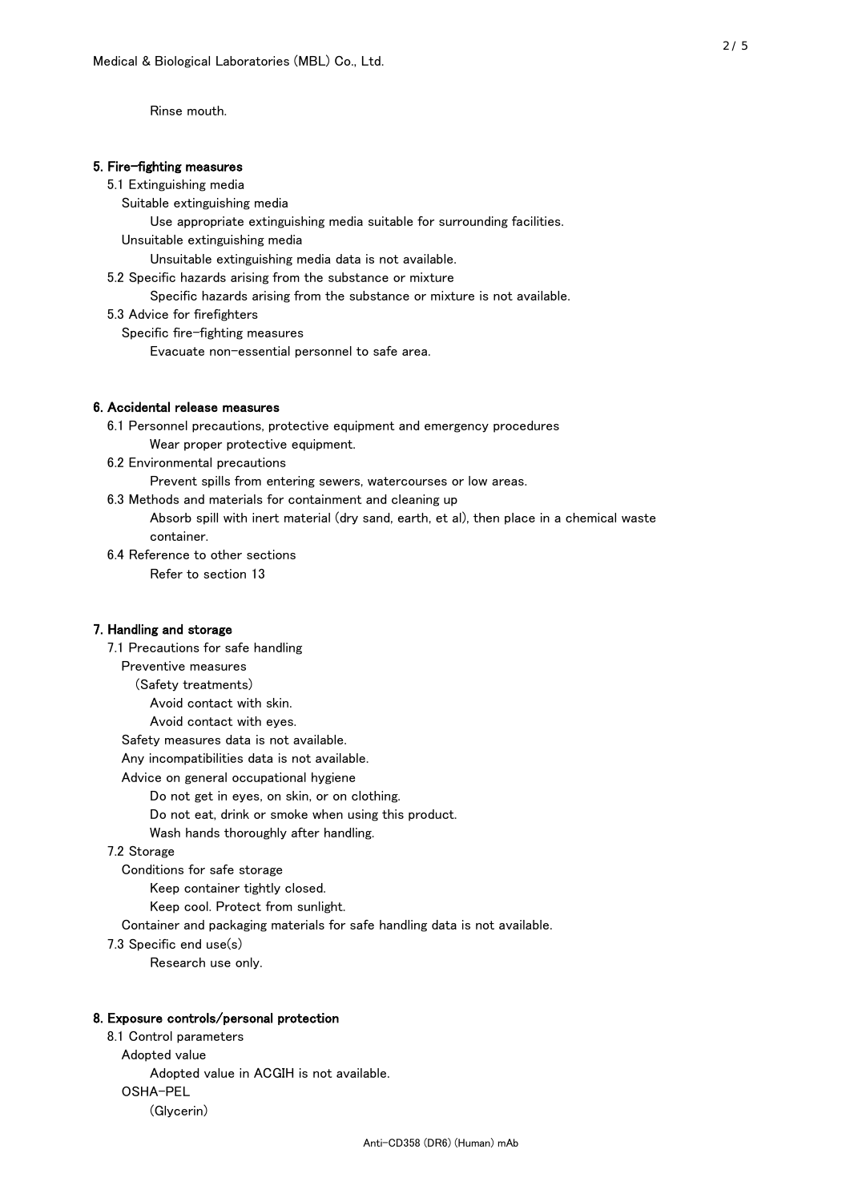Rinse mouth.

## 5. Fire-fighting measures

5.1 Extinguishing media

Suitable extinguishing media

Use appropriate extinguishing media suitable for surrounding facilities.

Unsuitable extinguishing media

Unsuitable extinguishing media data is not available.

5.2 Specific hazards arising from the substance or mixture

Specific hazards arising from the substance or mixture is not available.

5.3 Advice for firefighters

Specific fire-fighting measures

Evacuate non-essential personnel to safe area.

## 6. Accidental release measures

6.1 Personnel precautions, protective equipment and emergency procedures

Wear proper protective equipment.

6.2 Environmental precautions

Prevent spills from entering sewers, watercourses or low areas.

6.3 Methods and materials for containment and cleaning up

Absorb spill with inert material (dry sand, earth, et al), then place in a chemical waste container.

6.4 Reference to other sections

Refer to section 13

## 7. Handling and storage

7.1 Precautions for safe handling

Preventive measures

(Safety treatments)

Avoid contact with skin.

Avoid contact with eyes.

Safety measures data is not available.

Any incompatibilities data is not available.

Advice on general occupational hygiene

Do not get in eyes, on skin, or on clothing.

Do not eat, drink or smoke when using this product.

Wash hands thoroughly after handling.

7.2 Storage

Conditions for safe storage

Keep container tightly closed.

Keep cool. Protect from sunlight.

Container and packaging materials for safe handling data is not available.

7.3 Specific end use(s)

Research use only.

## 8. Exposure controls/personal protection

8.1 Control parameters

Adopted value

Adopted value in ACGIH is not available.

OSHA-PEL

(Glycerin)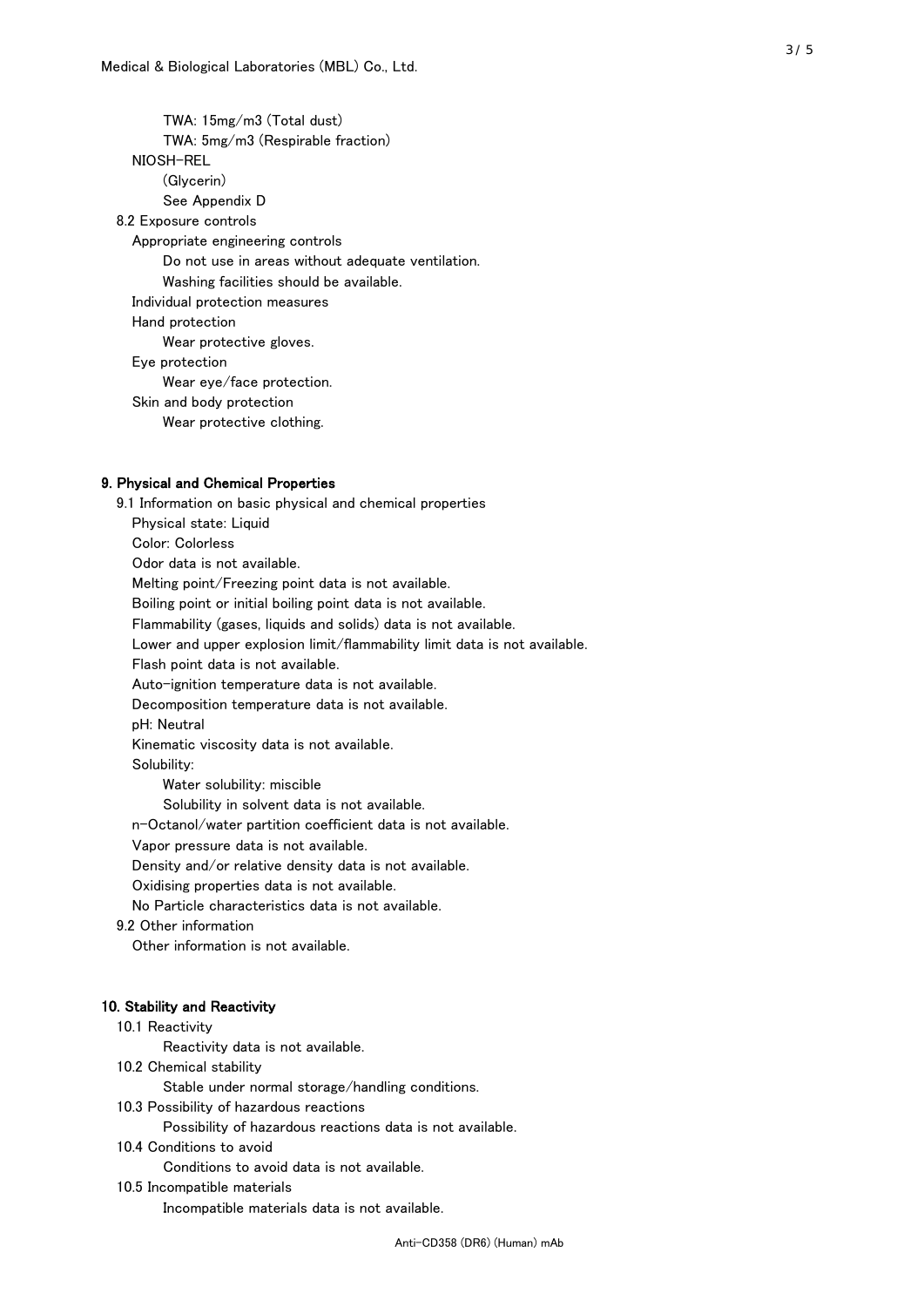TWA: 15mg/m3 (Total dust)

TWA: 5mg/m3 (Respirable fraction)

NIOSH-REL

(Glycerin)

See Appendix D

8.2 Exposure controls

Appropriate engineering controls

Do not use in areas without adequate ventilation.

Washing facilities should be available.

Individual protection measures

Hand protection

Wear protective gloves.

Eye protection

Wear eye/face protection.

Skin and body protection

Wear protective clothing.

## 9. Physical and Chemical Properties

9.1 Information on basic physical and chemical properties

Physical state: Liquid

Color: Colorless

Odor data is not available.

Melting point/Freezing point data is not available.

Boiling point or initial boiling point data is not available.

Flammability (gases, liquids and solids) data is not available.

Lower and upper explosion limit/flammability limit data is not available.

Flash point data is not available.

Auto-ignition temperature data is not available.

Decomposition temperature data is not available.

pH: Neutral

Kinematic viscosity data is not available.

Solubility:

Water solubility: miscible

Solubility in solvent data is not available.

n-Octanol/water partition coefficient data is not available.

Vapor pressure data is not available.

Density and/or relative density data is not available.

Oxidising properties data is not available.

No Particle characteristics data is not available.

9.2 Other information

Other information is not available.

## 10. Stability and Reactivity

10.1 Reactivity

Reactivity data is not available.

10.2 Chemical stability

Stable under normal storage/handling conditions.

10.3 Possibility of hazardous reactions

Possibility of hazardous reactions data is not available.

10.4 Conditions to avoid

Conditions to avoid data is not available.

10.5 Incompatible materials

Incompatible materials data is not available.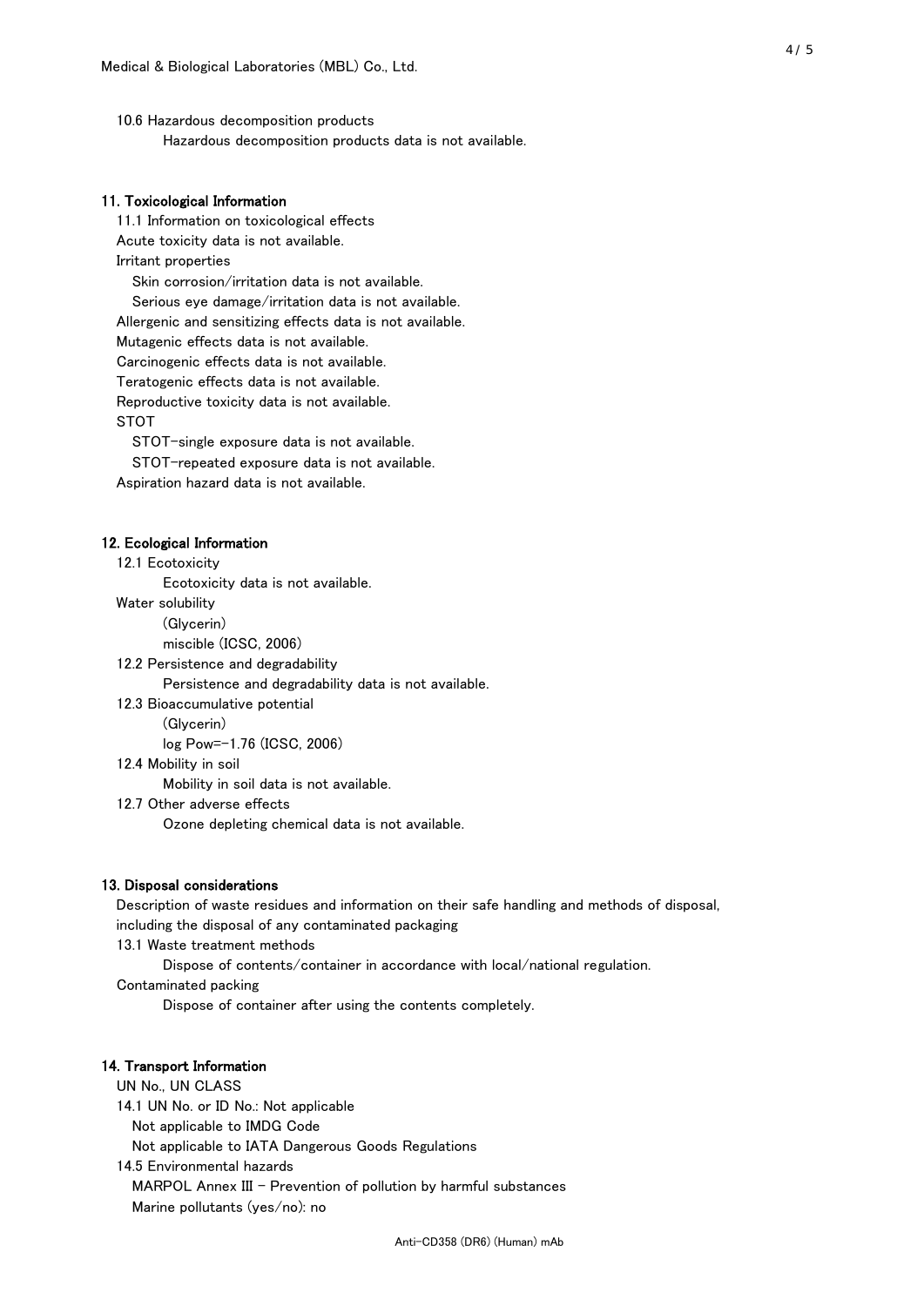10.6 Hazardous decomposition products

Hazardous decomposition products data is not available.

## 11. Toxicological Information

11.1 Information on toxicological effects

Acute toxicity data is not available.

Irritant properties

Skin corrosion/irritation data is not available.

Serious eye damage/irritation data is not available.

Allergenic and sensitizing effects data is not available.

Mutagenic effects data is not available.

Carcinogenic effects data is not available.

Teratogenic effects data is not available.

Reproductive toxicity data is not available.

STOT

STOT-single exposure data is not available.

STOT-repeated exposure data is not available.

Aspiration hazard data is not available.

## 12. Ecological Information

12.1 Ecotoxicity

Ecotoxicity data is not available.

Water solubility

(Glycerin)

miscible (ICSC, 2006)

12.2 Persistence and degradability

Persistence and degradability data is not available.

12.3 Bioaccumulative potential

(Glycerin)

log Pow=-1.76 (ICSC, 2006)

12.4 Mobility in soil

Mobility in soil data is not available.

12.7 Other adverse effects

Ozone depleting chemical data is not available.

## 13. Disposal considerations

Description of waste residues and information on their safe handling and methods of disposal, including the disposal of any contaminated packaging

13.1 Waste treatment methods

Dispose of contents/container in accordance with local/national regulation.

Contaminated packing

Dispose of container after using the contents completely.

## 14. Transport Information

UN No., UN CLASS

14.1 UN No. or ID No.: Not applicable

Not applicable to IMDG Code

Not applicable to IATA Dangerous Goods Regulations

14.5 Environmental hazards

MARPOL Annex III - Prevention of pollution by harmful substances

Marine pollutants (yes/no): no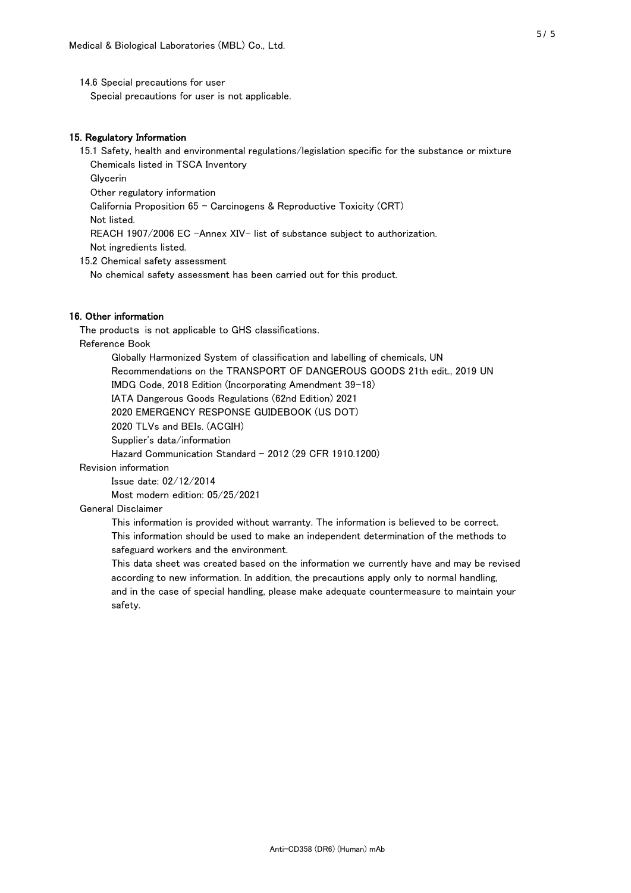14.6 Special precautions for user

Special precautions for user is not applicable.

## 15. Regulatory Information

15.1 Safety, health and environmental regulations/legislation specific for the substance or mixture

Chemicals listed in TSCA Inventory

Glycerin

Other regulatory information

California Proposition 65 - Carcinogens & Reproductive Toxicity (CRT)

Not listed.

REACH 1907/2006 EC -Annex XIV- list of substance subject to authorization.

Not ingredients listed.

15.2 Chemical safety assessment

No chemical safety assessment has been carried out for this product.

## 16. Other information

The products is not applicable to GHS classifications.

Reference Book

Globally Harmonized System of classification and labelling of chemicals, UN
Recommendations on the TRANSPORT OF DANGEROUS GOODS 21th edit., 2019 UN
IMDG Code, 2018 Edition (Incorporating Amendment 39-18)
IATA Dangerous Goods Regulations (62nd Edition) 2021
2020 EMERGENCY RESPONSE GUIDEBOOK (US DOT)
2020 TLVs and BEIs. (ACGIH)
Supplier's data/information
Hazard Communication Standard - 2012 (29 CFR 1910.1200)

Revision information

Issue date: 02/12/2014
Most modern edition: 05/25/2021

General Disclaimer

This information is provided without warranty. The information is believed to be correct. This information should be used to make an independent determination of the methods to safeguard workers and the environment.

This data sheet was created based on the information we currently have and may be revised according to new information. In addition, the precautions apply only to normal handling, and in the case of special handling, please make adequate countermeasure to maintain your safety.